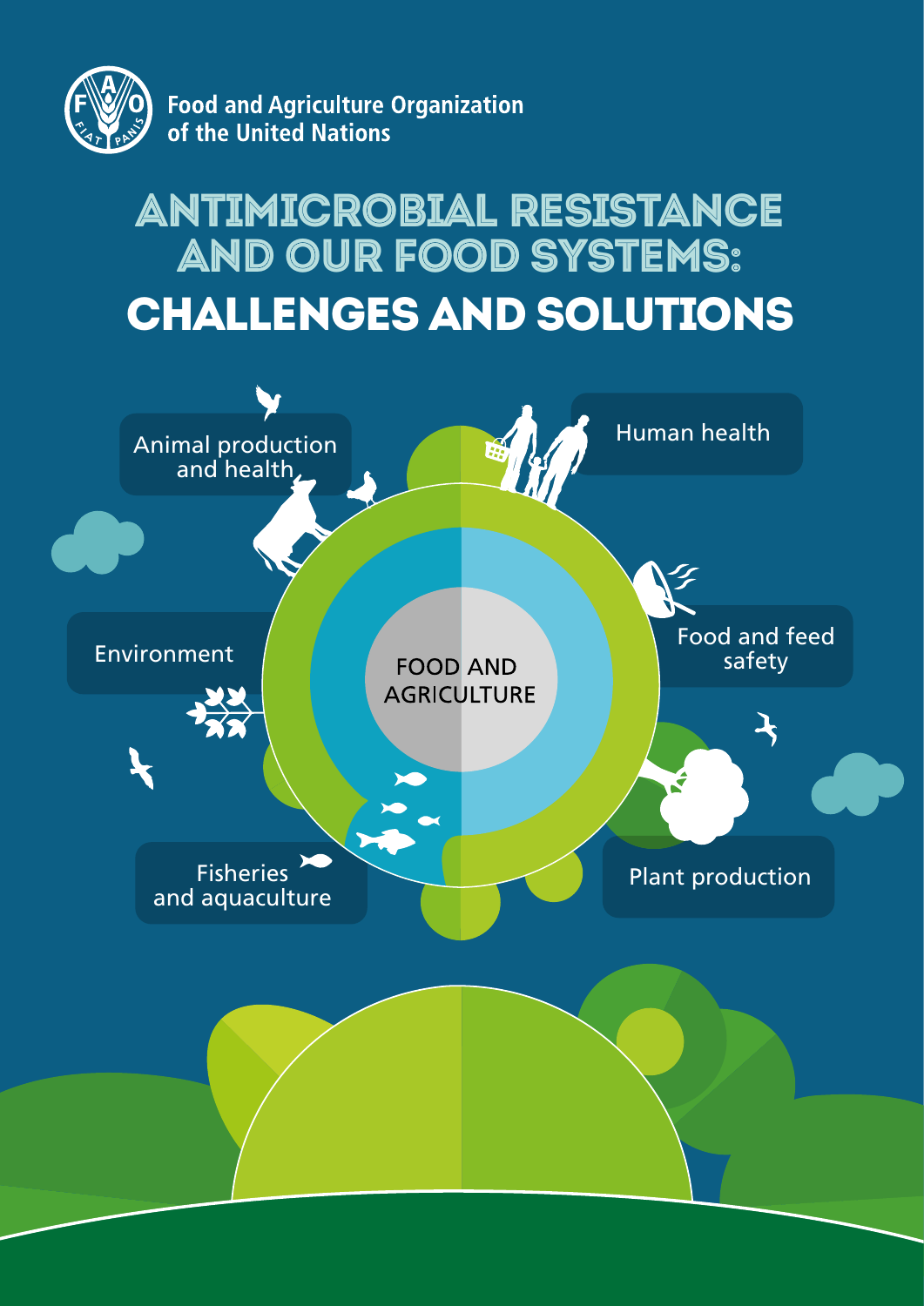Food and Agriculture Organization of the United Nations

# ANTIMICROBIAL RESISTANCE AND OUR FOOD SYSTEMS: CHALLENGES AND SOLUTIONS

Animal production and health

Human health

Environment

FOOD AND AGRICULTURE

Food and feed safety

Fisheries and aquaculture

Plant production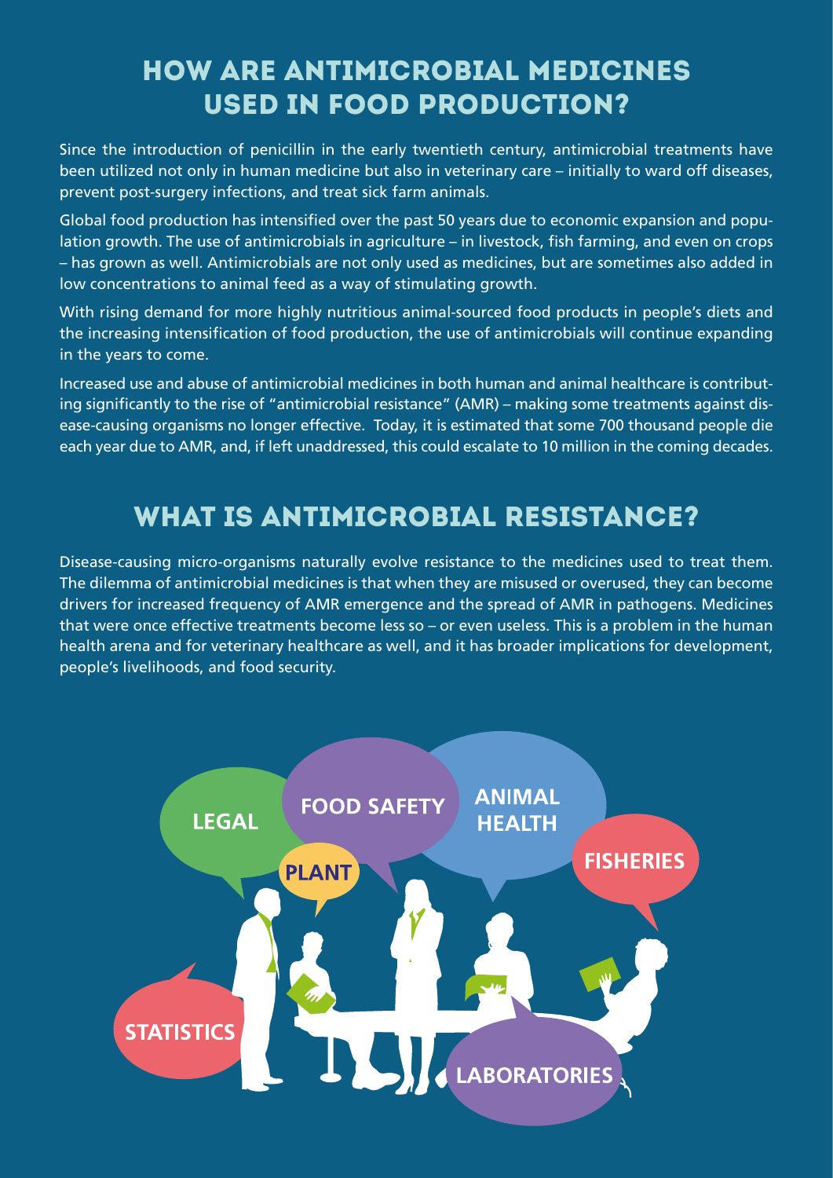## HOW ARE ANTIMICROBIAL MEDICINES USED IN FOOD PRODUCTION?

Since the introduction of penicillin in the early twentieth century, antimicrobial treatments have been utilized not only in human medicine but also in veterinary care – initially to ward off diseases, prevent post-surgery infections, and treat sick farm animals.

Global food production has intensified over the past 50 years due to economic expansion and population growth. The use of antimicrobials in agriculture – in livestock, fish farming, and even on crops – has grown as well. Antimicrobials are not only used as medicines, but are sometimes also added in low concentrations to animal feed as a way of stimulating growth.

With rising demand for more highly nutritious animal-sourced food products in people's diets and the increasing intensification of food production, the use of antimicrobials will continue expanding in the years to come.

Increased use and abuse of antimicrobial medicines in both human and animal healthcare is contributing significantly to the rise of "antimicrobial resistance" (AMR) – making some treatments against disease-causing organisms no longer effective. Today, it is estimated that some 700 thousand people die each year due to AMR, and, if left unaddressed, this could escalate to 10 million in the coming decades.

## WHAT IS ANTIMICROBIAL RESISTANCE?

Disease-causing micro-organisms naturally evolve resistance to the medicines used to treat them. The dilemma of antimicrobial medicines is that when they are misused or overused, they can become drivers for increased frequency of AMR emergence and the spread of AMR in pathogens. Medicines that were once effective treatments become less so – or even useless. This is a problem in the human health arena and for veterinary healthcare as well, and it has broader implications for development, people's livelihoods, and food security.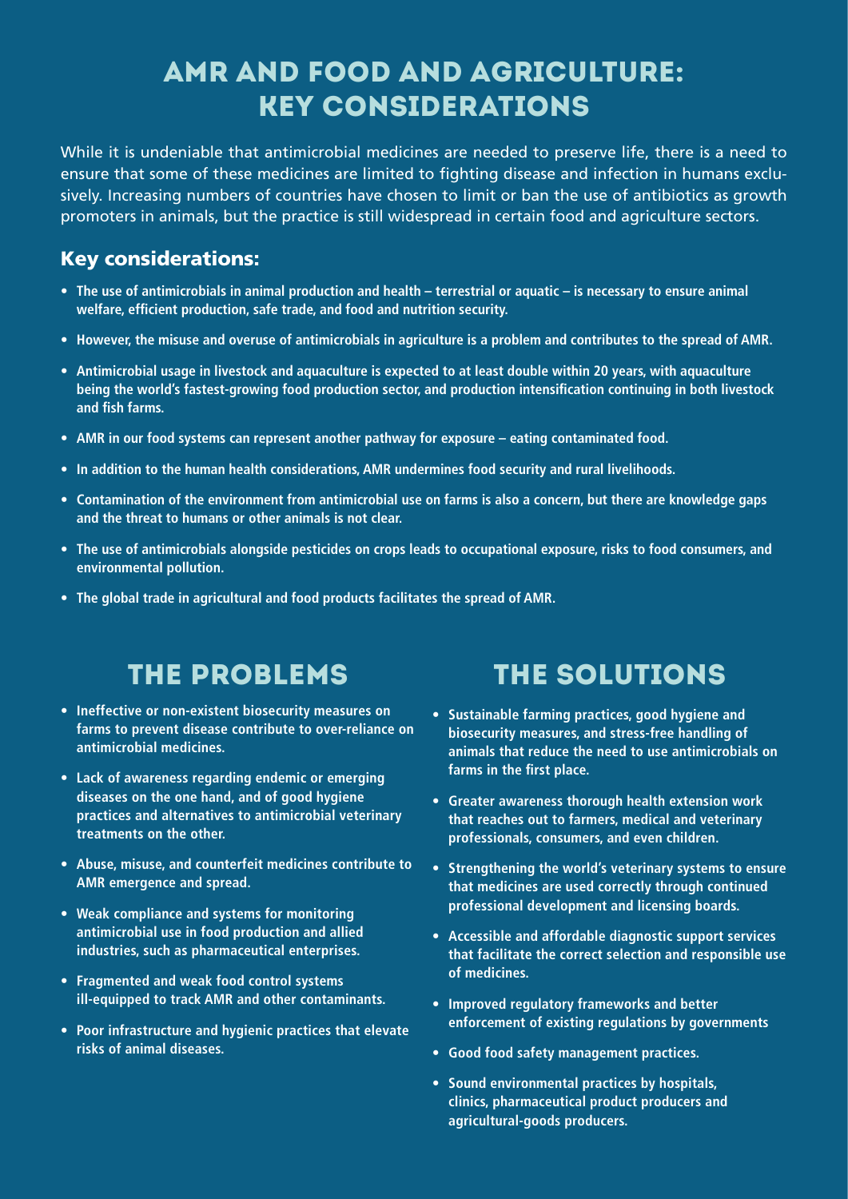# AMR AND FOOD AND AGRICULTURE: KEY CONSIDERATIONS

While it is undeniable that antimicrobial medicines are needed to preserve life, there is a need to ensure that some of these medicines are limited to fighting disease and infection in humans exclusively. Increasing numbers of countries have chosen to limit or ban the use of antibiotics as growth promoters in animals, but the practice is still widespread in certain food and agriculture sectors.

## Key considerations:

- **The use of antimicrobials in animal production and health – terrestrial or aquatic – is necessary to ensure animal welfare, efficient production, safe trade, and food and nutrition security.**
- **However, the misuse and overuse of antimicrobials in agriculture is a problem and contributes to the spread of AMR.**
- **Antimicrobial usage in livestock and aquaculture is expected to at least double within 20 years, with aquaculture being the world's fastest-growing food production sector, and production intensification continuing in both livestock and fish farms.**
- **AMR in our food systems can represent another pathway for exposure – eating contaminated food.**
- **In addition to the human health considerations, AMR undermines food security and rural livelihoods.**
- **Contamination of the environment from antimicrobial use on farms is also a concern, but there are knowledge gaps and the threat to humans or other animals is not clear.**
- **The use of antimicrobials alongside pesticides on crops leads to occupational exposure, risks to food consumers, and environmental pollution.**
- **The global trade in agricultural and food products facilitates the spread of AMR.**

## THE PROBLEMS

- **Ineffective or non-existent biosecurity measures on farms to prevent disease contribute to over-reliance on antimicrobial medicines.**
- **Lack of awareness regarding endemic or emerging diseases on the one hand, and of good hygiene practices and alternatives to antimicrobial veterinary treatments on the other.**
- **Abuse, misuse, and counterfeit medicines contribute to AMR emergence and spread.**
- **Weak compliance and systems for monitoring antimicrobial use in food production and allied industries, such as pharmaceutical enterprises.**
- **Fragmented and weak food control systems ill-equipped to track AMR and other contaminants.**
- **Poor infrastructure and hygienic practices that elevate risks of animal diseases.**

## THE SOLUTIONS

- **Sustainable farming practices, good hygiene and biosecurity measures, and stress-free handling of animals that reduce the need to use antimicrobials on farms in the first place.**
- **Greater awareness thorough health extension work that reaches out to farmers, medical and veterinary professionals, consumers, and even children.**
- **Strengthening the world's veterinary systems to ensure that medicines are used correctly through continued professional development and licensing boards.**
- **Accessible and affordable diagnostic support services that facilitate the correct selection and responsible use of medicines.**
- **Improved regulatory frameworks and better enforcement of existing regulations by governments**
- **Good food safety management practices.**
- **Sound environmental practices by hospitals, clinics, pharmaceutical product producers and agricultural-goods producers.**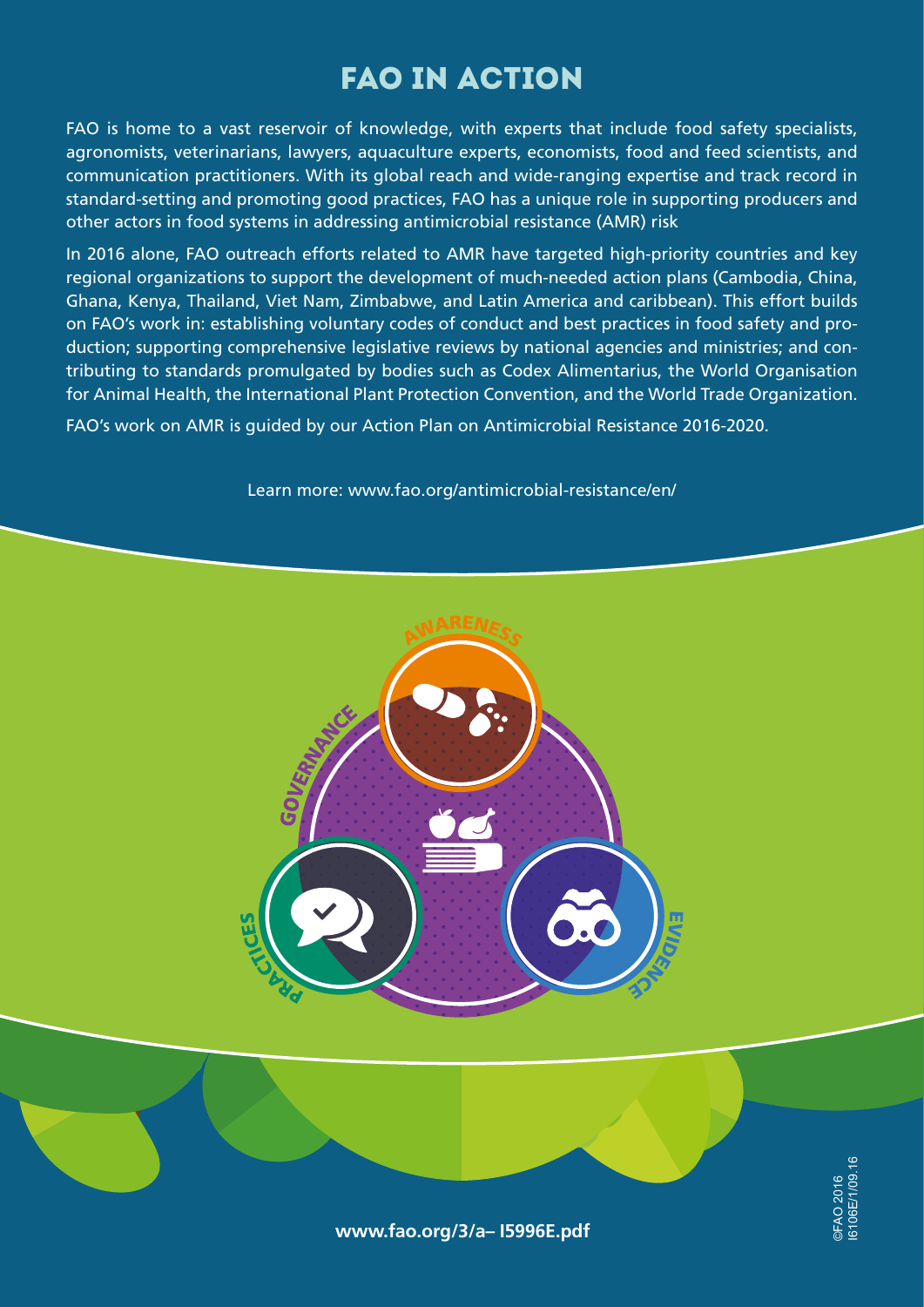# FAO IN ACTION

FAO is home to a vast reservoir of knowledge, with experts that include food safety specialists, agronomists, veterinarians, lawyers, aquaculture experts, economists, food and feed scientists, and communication practitioners. With its global reach and wide-ranging expertise and track record in standard-setting and promoting good practices, FAO has a unique role in supporting producers and other actors in food systems in addressing antimicrobial resistance (AMR) risk

In 2016 alone, FAO outreach efforts related to AMR have targeted high-priority countries and key regional organizations to support the development of much-needed action plans (Cambodia, China, Ghana, Kenya, Thailand, Viet Nam, Zimbabwe, and Latin America and caribbean). This effort builds on FAO's work in: establishing voluntary codes of conduct and best practices in food safety and production; supporting comprehensive legislative reviews by national agencies and ministries; and contributing to standards promulgated by bodies such as Codex Alimentarius, the World Organisation for Animal Health, the International Plant Protection Convention, and the World Trade Organization.

FAO's work on AMR is guided by our Action Plan on Antimicrobial Resistance 2016-2020.

Learn more: www.fao.org/antimicrobial-resistance/en/

AWARENESS

GOVERNANCE

PRACTICES

EVIDENCE

**www.fao.org/3/a– I5996E.pdf**

©FAO 2016
I6106E/1/09.16